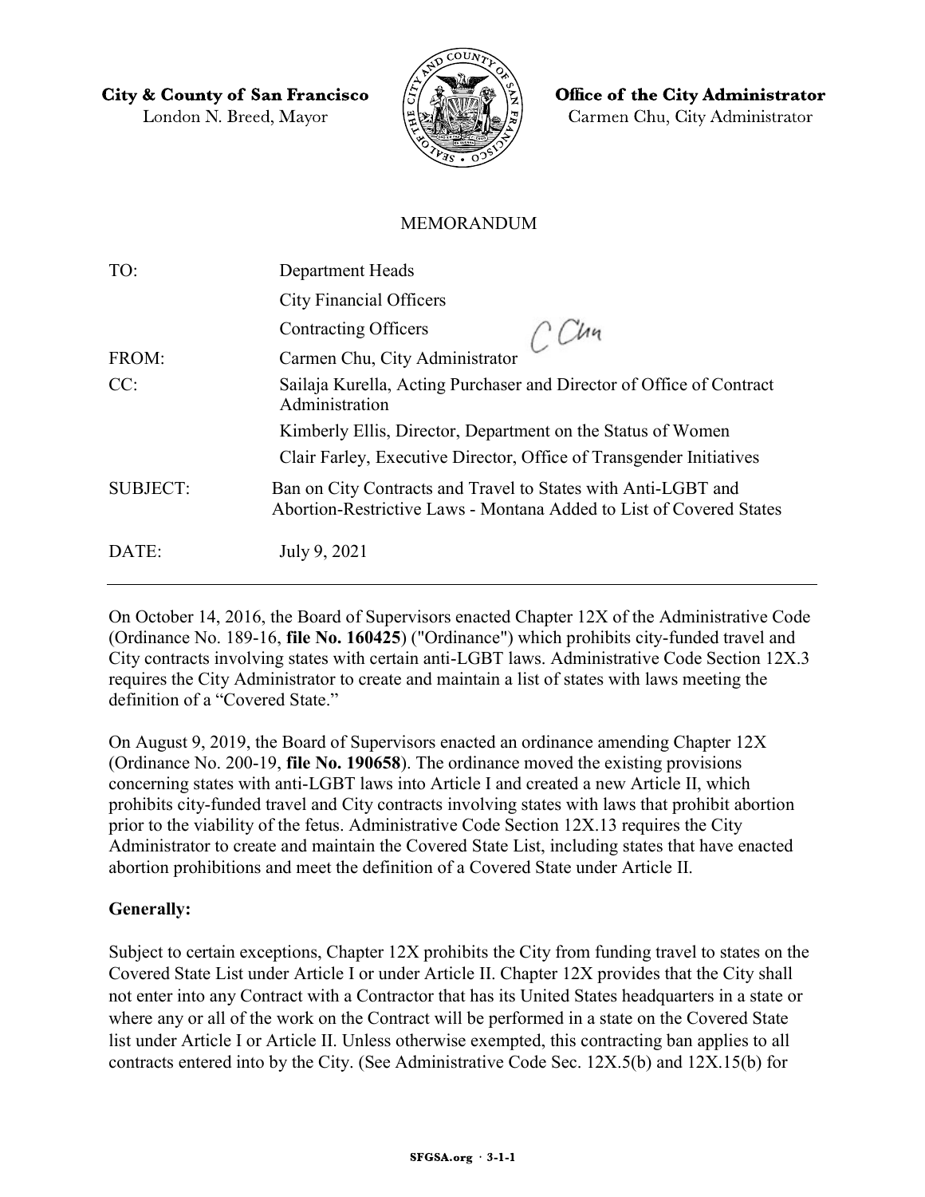**City & County of San Francisco**
London N. Breed, Mayor

**Office of the City Administrator**
Carmen Chu, City Administrator

MEMORANDUM

| | |
|---|---|
| TO: | Department Heads |
| | City Financial Officers |
| | Contracting Officers |
| FROM: | Carmen Chu, City Administrator |
| CC: | Sailaja Kurella, Acting Purchaser and Director of Office of Contract Administration |
| | Kimberly Ellis, Director, Department on the Status of Women |
| | Clair Farley, Executive Director, Office of Transgender Initiatives |
| SUBJECT: | Ban on City Contracts and Travel to States with Anti-LGBT and Abortion-Restrictive Laws - Montana Added to List of Covered States |
| DATE: | July 9, 2021 |

On October 14, 2016, the Board of Supervisors enacted Chapter 12X of the Administrative Code (Ordinance No. 189-16, **file No. 160425**) ("Ordinance") which prohibits city-funded travel and City contracts involving states with certain anti-LGBT laws. Administrative Code Section 12X.3 requires the City Administrator to create and maintain a list of states with laws meeting the definition of a "Covered State."

On August 9, 2019, the Board of Supervisors enacted an ordinance amending Chapter 12X (Ordinance No. 200-19, **file No. 190658**). The ordinance moved the existing provisions concerning states with anti-LGBT laws into Article I and created a new Article II, which prohibits city-funded travel and City contracts involving states with laws that prohibit abortion prior to the viability of the fetus. Administrative Code Section 12X.13 requires the City Administrator to create and maintain the Covered State List, including states that have enacted abortion prohibitions and meet the definition of a Covered State under Article II.

**Generally:**

Subject to certain exceptions, Chapter 12X prohibits the City from funding travel to states on the Covered State List under Article I or under Article II. Chapter 12X provides that the City shall not enter into any Contract with a Contractor that has its United States headquarters in a state or where any or all of the work on the Contract will be performed in a state on the Covered State list under Article I or Article II. Unless otherwise exempted, this contracting ban applies to all contracts entered into by the City. (See Administrative Code Sec. 12X.5(b) and 12X.15(b) for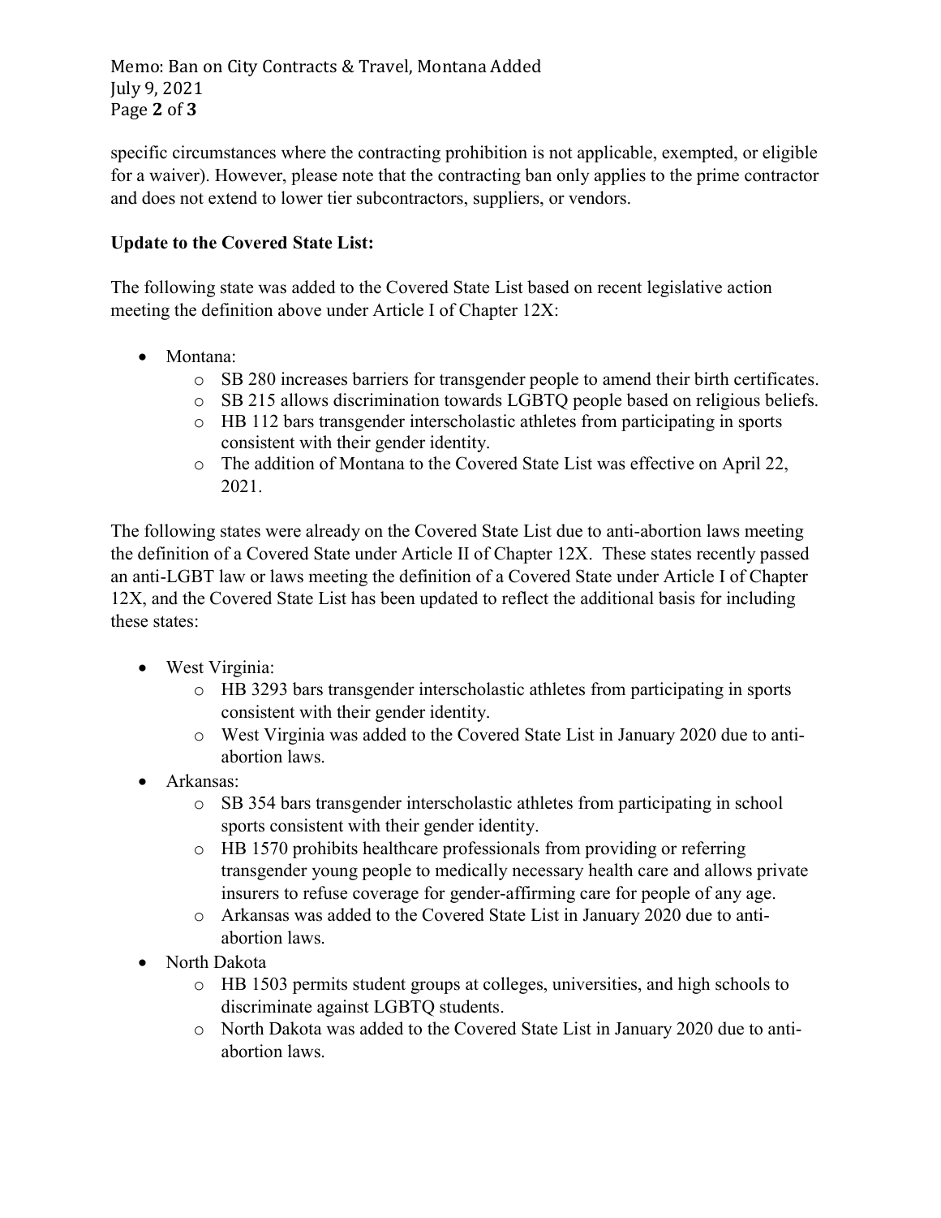specific circumstances where the contracting prohibition is not applicable, exempted, or eligible for a waiver). However, please note that the contracting ban only applies to the prime contractor and does not extend to lower tier subcontractors, suppliers, or vendors.

**Update to the Covered State List:**

The following state was added to the Covered State List based on recent legislative action meeting the definition above under Article I of Chapter 12X:

- Montana:
    - SB 280 increases barriers for transgender people to amend their birth certificates.
    - SB 215 allows discrimination towards LGBTQ people based on religious beliefs.
    - HB 112 bars transgender interscholastic athletes from participating in sports consistent with their gender identity.
    - The addition of Montana to the Covered State List was effective on April 22, 2021.

The following states were already on the Covered State List due to anti-abortion laws meeting the definition of a Covered State under Article II of Chapter 12X. These states recently passed an anti-LGBT law or laws meeting the definition of a Covered State under Article I of Chapter 12X, and the Covered State List has been updated to reflect the additional basis for including these states:

- West Virginia:
    - HB 3293 bars transgender interscholastic athletes from participating in sports consistent with their gender identity.
    - West Virginia was added to the Covered State List in January 2020 due to anti-abortion laws.
- Arkansas:
    - SB 354 bars transgender interscholastic athletes from participating in school sports consistent with their gender identity.
    - HB 1570 prohibits healthcare professionals from providing or referring transgender young people to medically necessary health care and allows private insurers to refuse coverage for gender-affirming care for people of any age.
    - Arkansas was added to the Covered State List in January 2020 due to anti-abortion laws.
- North Dakota
    - HB 1503 permits student groups at colleges, universities, and high schools to discriminate against LGBTQ students.
    - North Dakota was added to the Covered State List in January 2020 due to anti-abortion laws.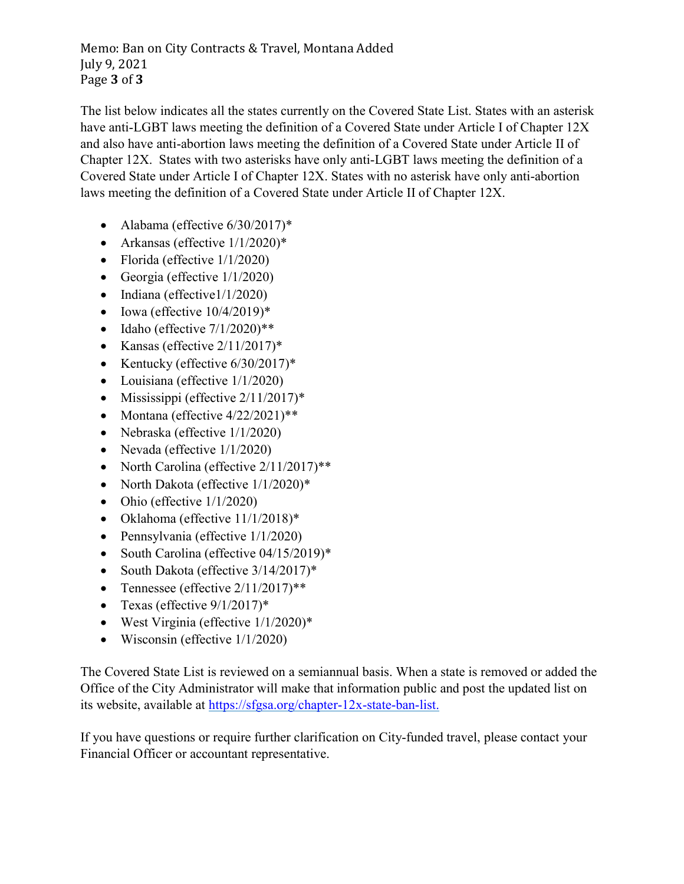The list below indicates all the states currently on the Covered State List. States with an asterisk have anti-LGBT laws meeting the definition of a Covered State under Article I of Chapter 12X and also have anti-abortion laws meeting the definition of a Covered State under Article II of Chapter 12X. States with two asterisks have only anti-LGBT laws meeting the definition of a Covered State under Article I of Chapter 12X. States with no asterisk have only anti-abortion laws meeting the definition of a Covered State under Article II of Chapter 12X.

- Alabama (effective 6/30/2017)*
- Arkansas (effective 1/1/2020)*
- Florida (effective 1/1/2020)
- Georgia (effective 1/1/2020)
- Indiana (effective1/1/2020)
- Iowa (effective 10/4/2019)*
- Idaho (effective 7/1/2020)**
- Kansas (effective 2/11/2017)*
- Kentucky (effective 6/30/2017)*
- Louisiana (effective 1/1/2020)
- Mississippi (effective 2/11/2017)*
- Montana (effective 4/22/2021)**
- Nebraska (effective 1/1/2020)
- Nevada (effective 1/1/2020)
- North Carolina (effective 2/11/2017)**
- North Dakota (effective 1/1/2020)*
- Ohio (effective 1/1/2020)
- Oklahoma (effective 11/1/2018)*
- Pennsylvania (effective 1/1/2020)
- South Carolina (effective 04/15/2019)*
- South Dakota (effective 3/14/2017)*
- Tennessee (effective 2/11/2017)**
- Texas (effective 9/1/2017)*
- West Virginia (effective 1/1/2020)*
- Wisconsin (effective 1/1/2020)

The Covered State List is reviewed on a semiannual basis. When a state is removed or added the Office of the City Administrator will make that information public and post the updated list on its website, available at https://sfgsa.org/chapter-12x-state-ban-list.

If you have questions or require further clarification on City-funded travel, please contact your Financial Officer or accountant representative.